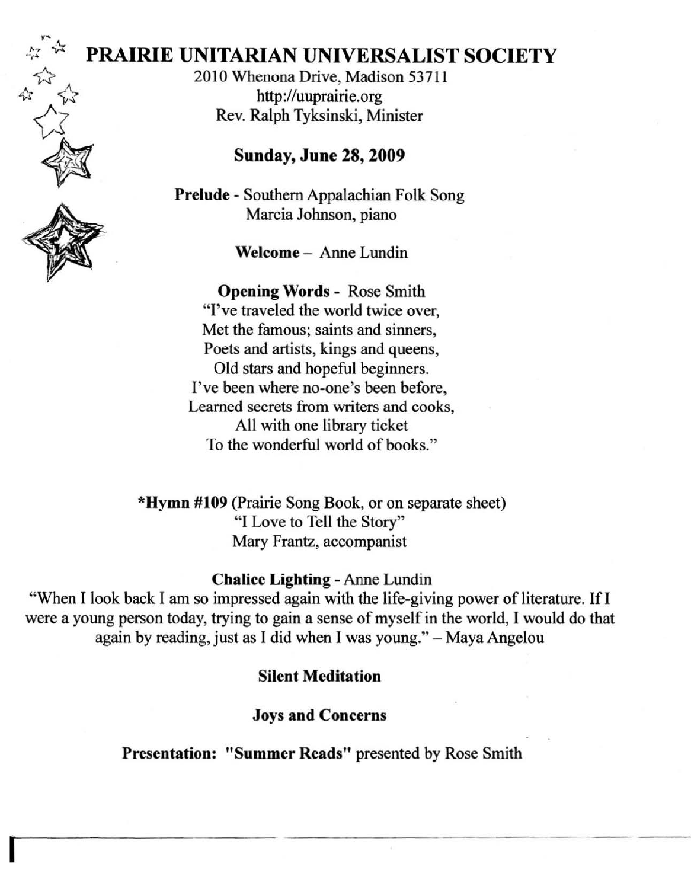# PRAIRIE UNITARIAN UNIVERSALIST SOCIETY

2010 Whenona Drive, Madison 53711
http://uuprairie.org
Rev. Ralph Tyksinski, Minister

## Sunday, June 28, 2009

**Prelude** - Southern Appalachian Folk Song
Marcia Johnson, piano

**Welcome** – Anne Lundin

**Opening Words** - Rose Smith

"I've traveled the world twice over,
Met the famous; saints and sinners,
Poets and artists, kings and queens,
Old stars and hopeful beginners.
I've been where no-one's been before,
Learned secrets from writers and cooks,
All with one library ticket
To the wonderful world of books."

**\*Hymn #109** (Prairie Song Book, or on separate sheet)
"I Love to Tell the Story"
Mary Frantz, accompanist

**Chalice Lighting** - Anne Lundin

"When I look back I am so impressed again with the life-giving power of literature. If I were a young person today, trying to gain a sense of myself in the world, I would do that again by reading, just as I did when I was young." – Maya Angelou

**Silent Meditation**

**Joys and Concerns**

**Presentation: "Summer Reads"** presented by Rose Smith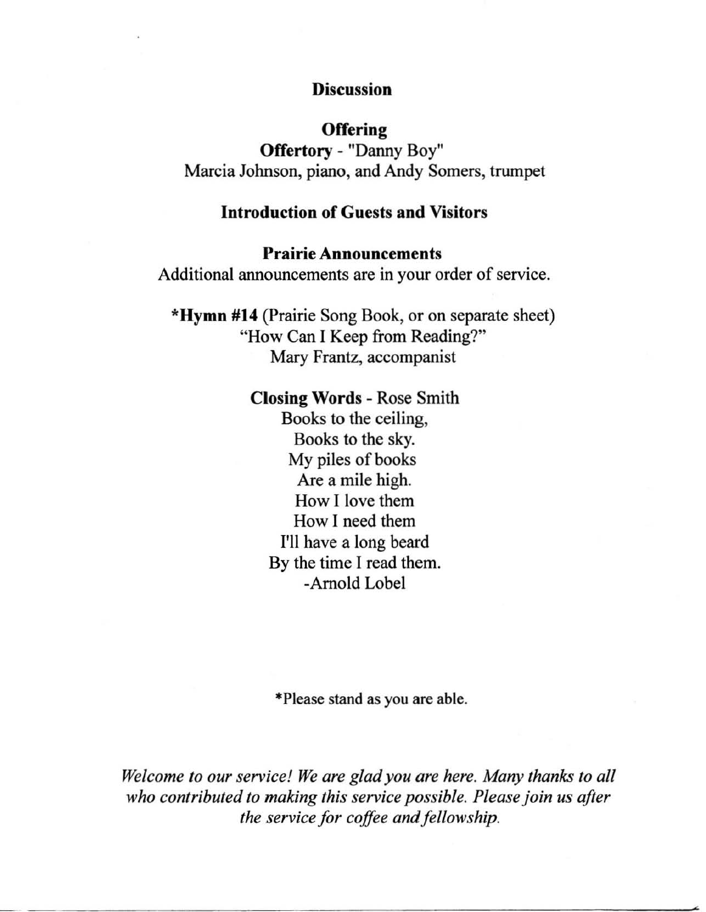**Discussion**

**Offering**

**Offertory** - "Danny Boy"
Marcia Johnson, piano, and Andy Somers, trumpet

**Introduction of Guests and Visitors**

**Prairie Announcements**
Additional announcements are in your order of service.

***Hymn #14** (Prairie Song Book, or on separate sheet)
"How Can I Keep from Reading?"
Mary Frantz, accompanist

**Closing Words** - Rose Smith

Books to the ceiling,
Books to the sky.
My piles of books
Are a mile high.
How I love them
How I need them
I'll have a long beard
By the time I read them.
-Arnold Lobel

*Please stand as you are able.

*Welcome to our service! We are glad you are here. Many thanks to all who contributed to making this service possible. Please join us after the service for coffee and fellowship.*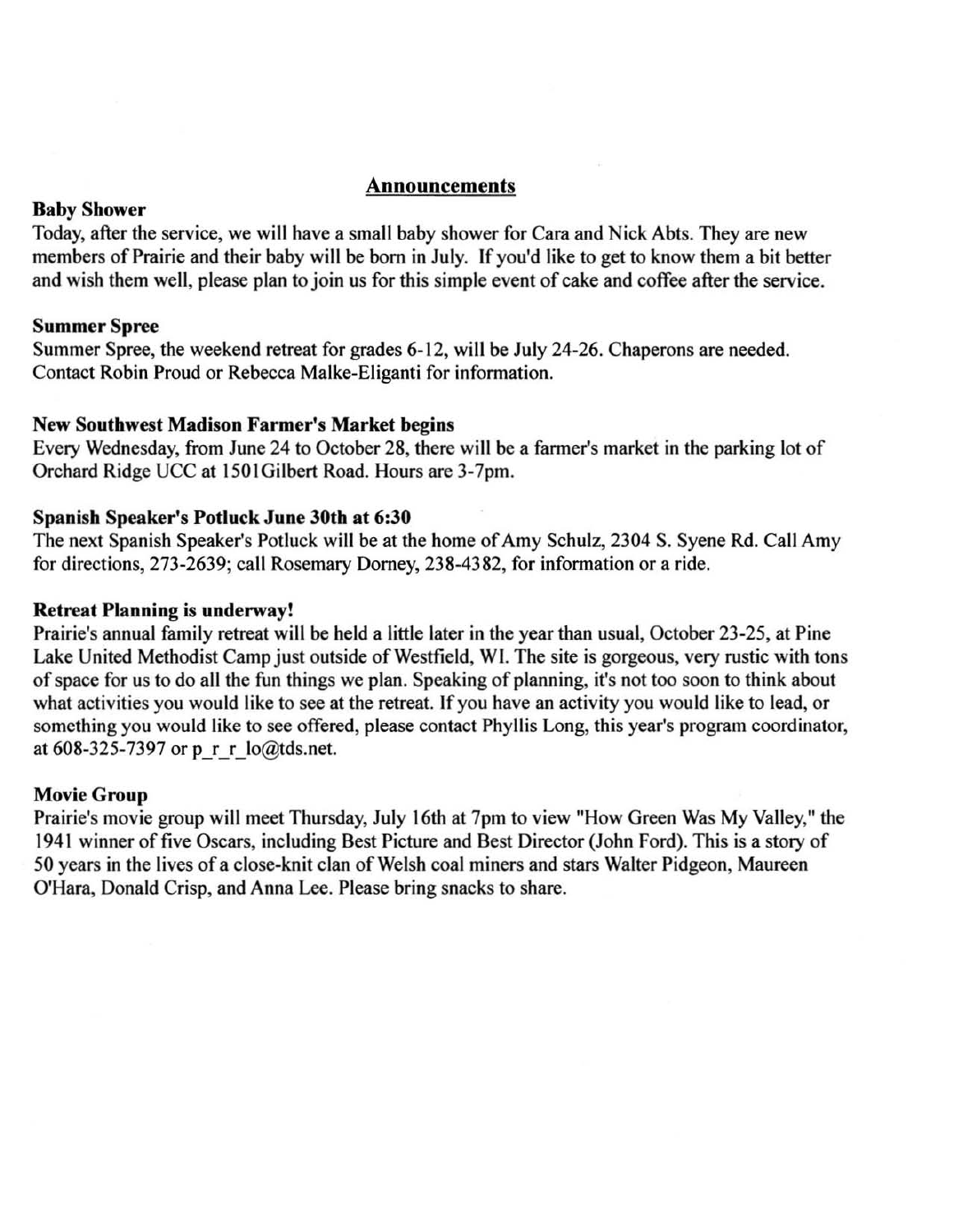## Announcements

### Baby Shower

Today, after the service, we will have a small baby shower for Cara and Nick Abts. They are new members of Prairie and their baby will be born in July. If you'd like to get to know them a bit better and wish them well, please plan to join us for this simple event of cake and coffee after the service.

### Summer Spree

Summer Spree, the weekend retreat for grades 6-12, will be July 24-26. Chaperons are needed. Contact Robin Proud or Rebecca Malke-Eliganti for information.

### New Southwest Madison Farmer's Market begins

Every Wednesday, from June 24 to October 28, there will be a farmer's market in the parking lot of Orchard Ridge UCC at 1501Gilbert Road. Hours are 3-7pm.

### Spanish Speaker's Potluck June 30th at 6:30

The next Spanish Speaker's Potluck will be at the home of Amy Schulz, 2304 S. Syene Rd. Call Amy for directions, 273-2639; call Rosemary Dorney, 238-4382, for information or a ride.

### Retreat Planning is underway!

Prairie's annual family retreat will be held a little later in the year than usual, October 23-25, at Pine Lake United Methodist Camp just outside of Westfield, WI. The site is gorgeous, very rustic with tons of space for us to do all the fun things we plan. Speaking of planning, it's not too soon to think about what activities you would like to see at the retreat. If you have an activity you would like to lead, or something you would like to see offered, please contact Phyllis Long, this year's program coordinator, at 608-325-7397 or p_r_r_lo@tds.net.

### Movie Group

Prairie's movie group will meet Thursday, July 16th at 7pm to view "How Green Was My Valley," the 1941 winner of five Oscars, including Best Picture and Best Director (John Ford). This is a story of 50 years in the lives of a close-knit clan of Welsh coal miners and stars Walter Pidgeon, Maureen O'Hara, Donald Crisp, and Anna Lee. Please bring snacks to share.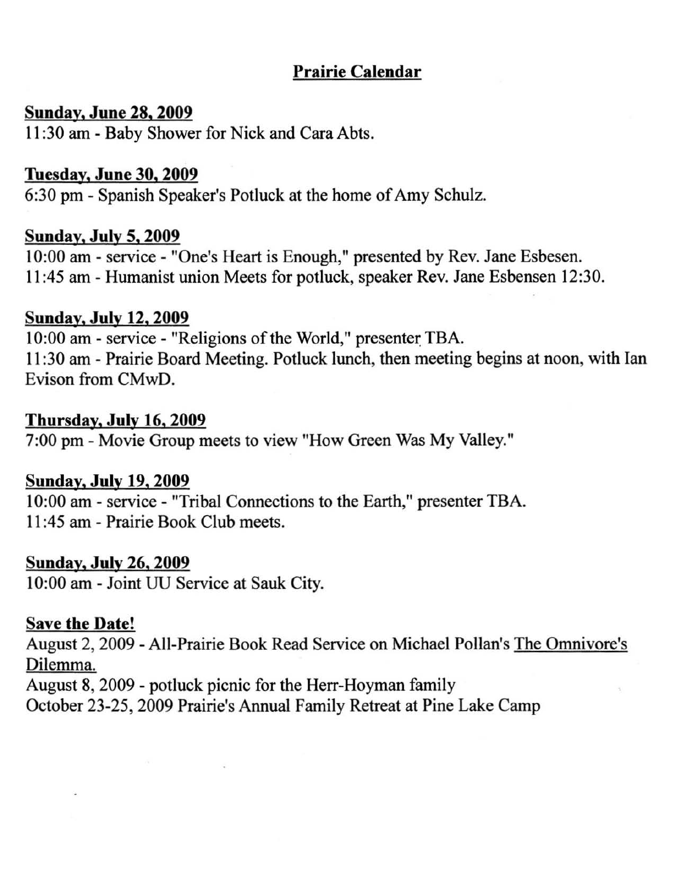# Prairie Calendar

**Sunday, June 28, 2009**

11:30 am - Baby Shower for Nick and Cara Abts.

**Tuesday, June 30, 2009**

6:30 pm - Spanish Speaker's Potluck at the home of Amy Schulz.

**Sunday, July 5, 2009**

10:00 am - service - "One's Heart is Enough," presented by Rev. Jane Esbesen.
11:45 am - Humanist union Meets for potluck, speaker Rev. Jane Esbensen 12:30.

**Sunday, July 12, 2009**

10:00 am - service - "Religions of the World," presenter TBA.
11:30 am - Prairie Board Meeting. Potluck lunch, then meeting begins at noon, with Ian Evison from CMwD.

**Thursday, July 16, 2009**

7:00 pm - Movie Group meets to view "How Green Was My Valley."

**Sunday, July 19, 2009**

10:00 am - service - "Tribal Connections to the Earth," presenter TBA.
11:45 am - Prairie Book Club meets.

**Sunday, July 26, 2009**

10:00 am - Joint UU Service at Sauk City.

**Save the Date!**

August 2, 2009 - All-Prairie Book Read Service on Michael Pollan's The Omnivore's Dilemma.
August 8, 2009 - potluck picnic for the Herr-Hoyman family
October 23-25, 2009 Prairie's Annual Family Retreat at Pine Lake Camp